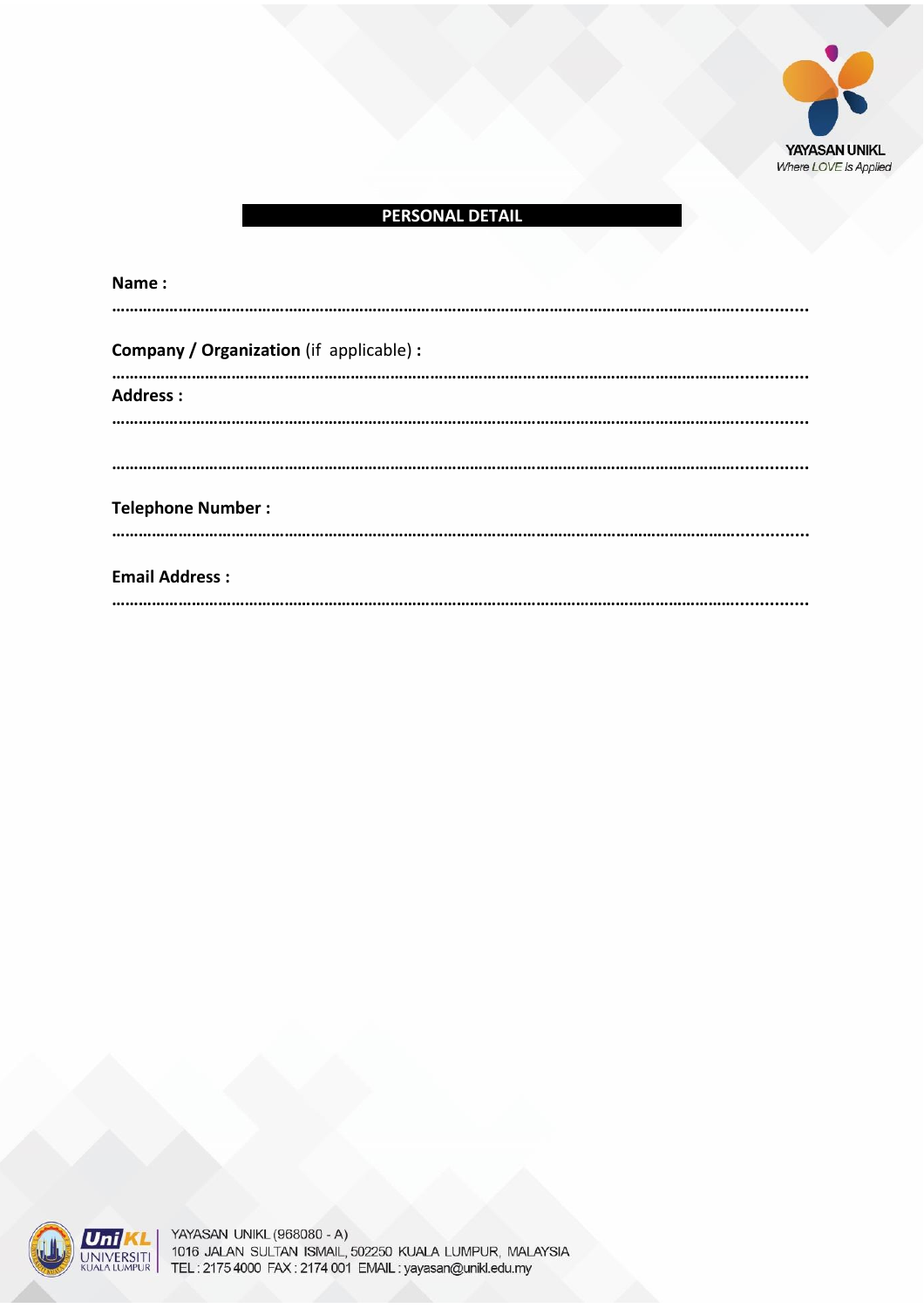YAYASAN UNIKL
*Where LOVE is Applied*

## PERSONAL DETAIL

**Name :**

.............................................................................................................................................

**Company / Organization** (if applicable) **:**

.............................................................................................................................................

**Address :**

.............................................................................................................................................

.............................................................................................................................................

**Telephone Number :**

.............................................................................................................................................

**Email Address :**

.............................................................................................................................................

YAYASAN UNIKL (968080 - A)
1016 JALAN SULTAN ISMAIL, 502250 KUALA LUMPUR, MALAYSIA
TEL : 2175 4000 FAX : 2174 001 EMAIL : yayasan@unikl.edu.my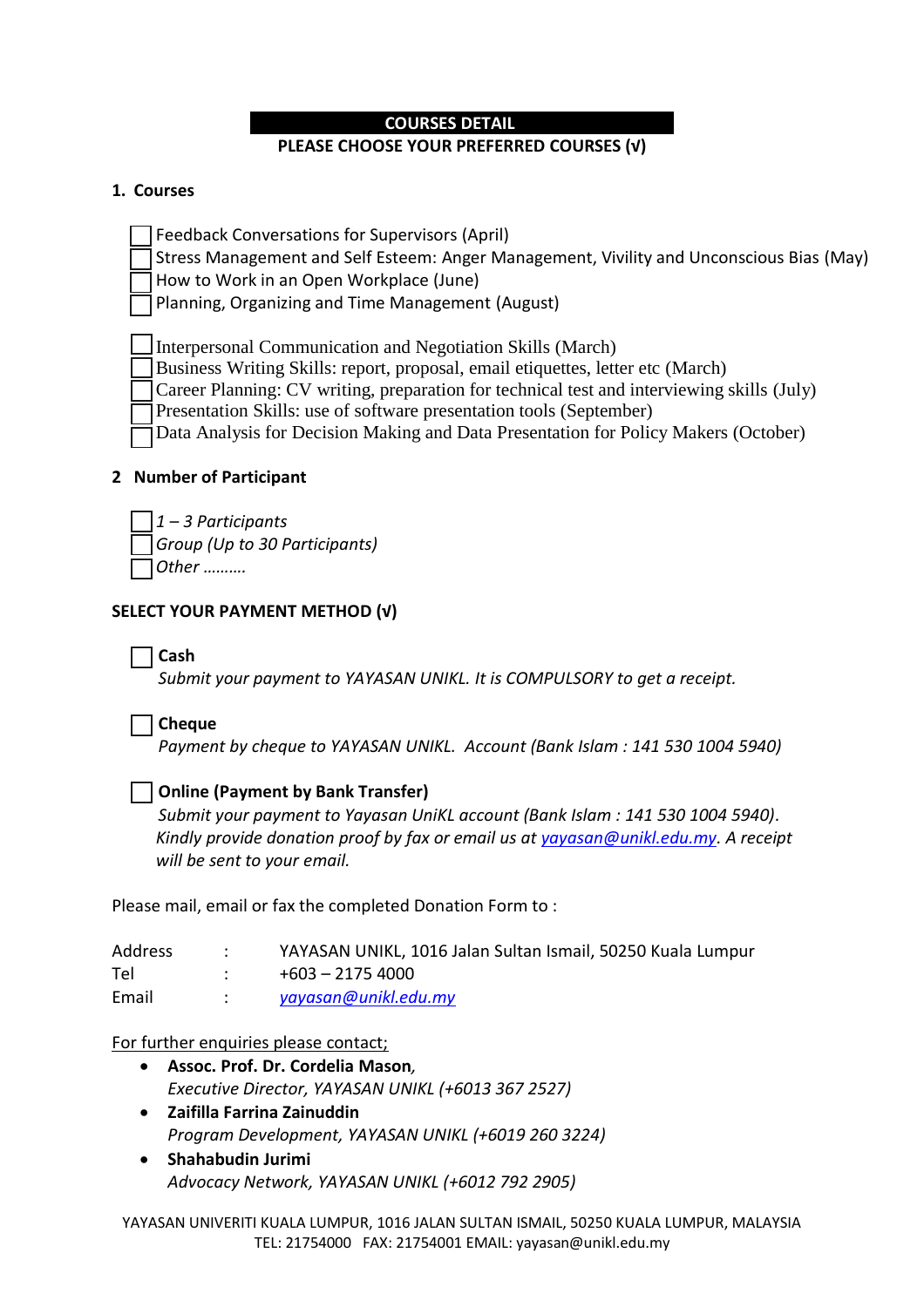## COURSES DETAIL

**PLEASE CHOOSE YOUR PREFERRED COURSES (√)**

**1. Courses**

- ☐ Feedback Conversations for Supervisors (April)
- ☐ Stress Management and Self Esteem: Anger Management, Vivility and Unconscious Bias (May)
- ☐ How to Work in an Open Workplace (June)
- ☐ Planning, Organizing and Time Management (August)

- ☐ Interpersonal Communication and Negotiation Skills (March)
- ☐ Business Writing Skills: report, proposal, email etiquettes, letter etc (March)
- ☐ Career Planning: CV writing, preparation for technical test and interviewing skills (July)
- ☐ Presentation Skills: use of software presentation tools (September)
- ☐ Data Analysis for Decision Making and Data Presentation for Policy Makers (October)

**2 Number of Participant**

- ☐ *1 – 3 Participants*
- ☐ *Group (Up to 30 Participants)*
- ☐ *Other ……….*

**SELECT YOUR PAYMENT METHOD (√)**

☐ **Cash**

*Submit your payment to YAYASAN UNIKL. It is COMPULSORY to get a receipt.*

☐ **Cheque**

*Payment by cheque to YAYASAN UNIKL. Account (Bank Islam : 141 530 1004 5940)*

☐ **Online (Payment by Bank Transfer)**

*Submit your payment to Yayasan UniKL account (Bank Islam : 141 530 1004 5940). Kindly provide donation proof by fax or email us at yayasan@unikl.edu.my. A receipt will be sent to your email.*

Please mail, email or fax the completed Donation Form to :

| | | |
|---|---|---|
| Address | : | YAYASAN UNIKL, 1016 Jalan Sultan Ismail, 50250 Kuala Lumpur |
| Tel | : | +603 – 2175 4000 |
| Email | : | yayasan@unikl.edu.my |

For further enquiries please contact;

- **Assoc. Prof. Dr. Cordelia Mason**,
  *Executive Director, YAYASAN UNIKL (+6013 367 2527)*
- **Zaifilla Farrina Zainuddin**
  *Program Development, YAYASAN UNIKL (+6019 260 3224)*
- **Shahabudin Jurimi**
  *Advocacy Network, YAYASAN UNIKL (+6012 792 2905)*

YAYASAN UNIVERITI KUALA LUMPUR, 1016 JALAN SULTAN ISMAIL, 50250 KUALA LUMPUR, MALAYSIA
TEL: 21754000 FAX: 21754001 EMAIL: yayasan@unikl.edu.my